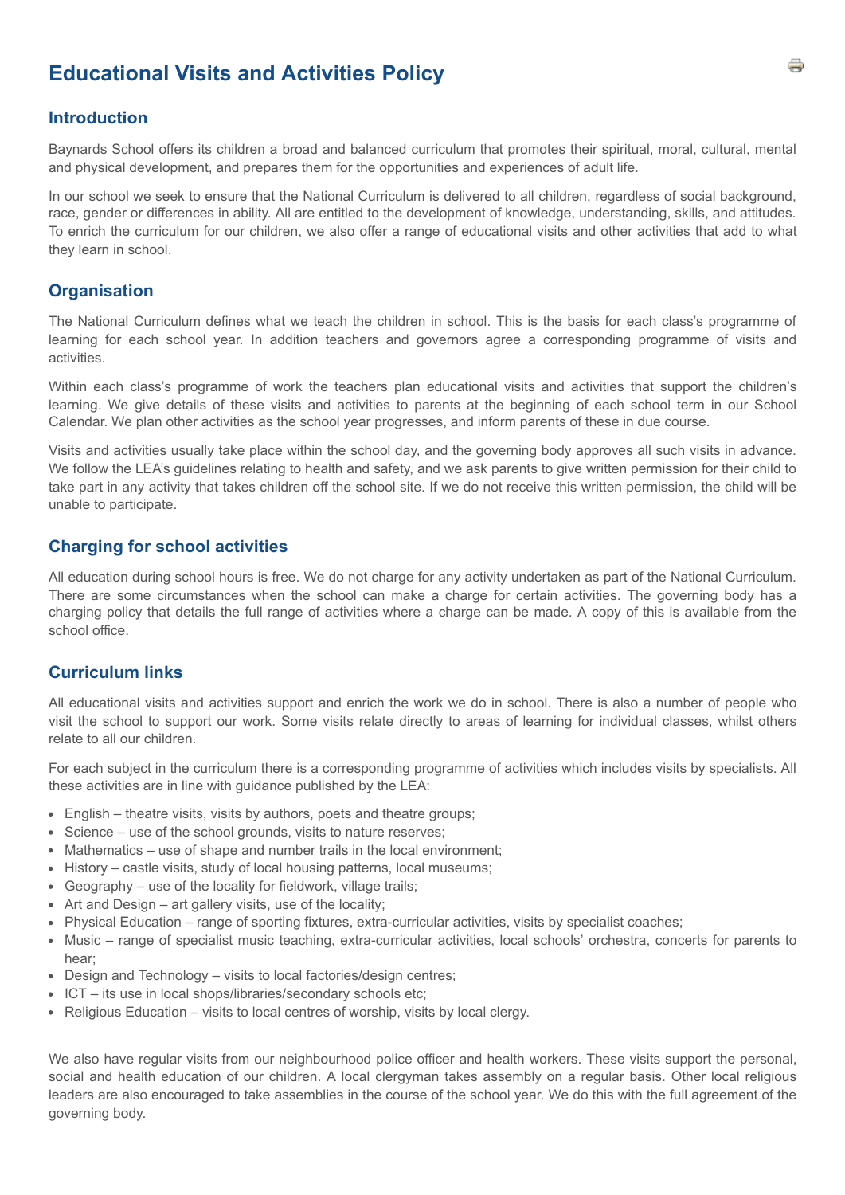# Educational Visits and Activities Policy

## Introduction

Baynards School offers its children a broad and balanced curriculum that promotes their spiritual, moral, cultural, mental and physical development, and prepares them for the opportunities and experiences of adult life.

In our school we seek to ensure that the National Curriculum is delivered to all children, regardless of social background, race, gender or differences in ability. All are entitled to the development of knowledge, understanding, skills, and attitudes. To enrich the curriculum for our children, we also offer a range of educational visits and other activities that add to what they learn in school.

## Organisation

The National Curriculum defines what we teach the children in school. This is the basis for each class's programme of learning for each school year. In addition teachers and governors agree a corresponding programme of visits and activities.

Within each class's programme of work the teachers plan educational visits and activities that support the children's learning. We give details of these visits and activities to parents at the beginning of each school term in our School Calendar. We plan other activities as the school year progresses, and inform parents of these in due course.

Visits and activities usually take place within the school day, and the governing body approves all such visits in advance. We follow the LEA's guidelines relating to health and safety, and we ask parents to give written permission for their child to take part in any activity that takes children off the school site. If we do not receive this written permission, the child will be unable to participate.

## Charging for school activities

All education during school hours is free. We do not charge for any activity undertaken as part of the National Curriculum. There are some circumstances when the school can make a charge for certain activities. The governing body has a charging policy that details the full range of activities where a charge can be made. A copy of this is available from the school office.

## Curriculum links

All educational visits and activities support and enrich the work we do in school. There is also a number of people who visit the school to support our work. Some visits relate directly to areas of learning for individual classes, whilst others relate to all our children.

For each subject in the curriculum there is a corresponding programme of activities which includes visits by specialists. All these activities are in line with guidance published by the LEA:

- English – theatre visits, visits by authors, poets and theatre groups;
- Science – use of the school grounds, visits to nature reserves;
- Mathematics – use of shape and number trails in the local environment;
- History – castle visits, study of local housing patterns, local museums;
- Geography – use of the locality for fieldwork, village trails;
- Art and Design – art gallery visits, use of the locality;
- Physical Education – range of sporting fixtures, extra-curricular activities, visits by specialist coaches;
- Music – range of specialist music teaching, extra-curricular activities, local schools' orchestra, concerts for parents to hear;
- Design and Technology – visits to local factories/design centres;
- ICT – its use in local shops/libraries/secondary schools etc;
- Religious Education – visits to local centres of worship, visits by local clergy.

We also have regular visits from our neighbourhood police officer and health workers. These visits support the personal, social and health education of our children. A local clergyman takes assembly on a regular basis. Other local religious leaders are also encouraged to take assemblies in the course of the school year. We do this with the full agreement of the governing body.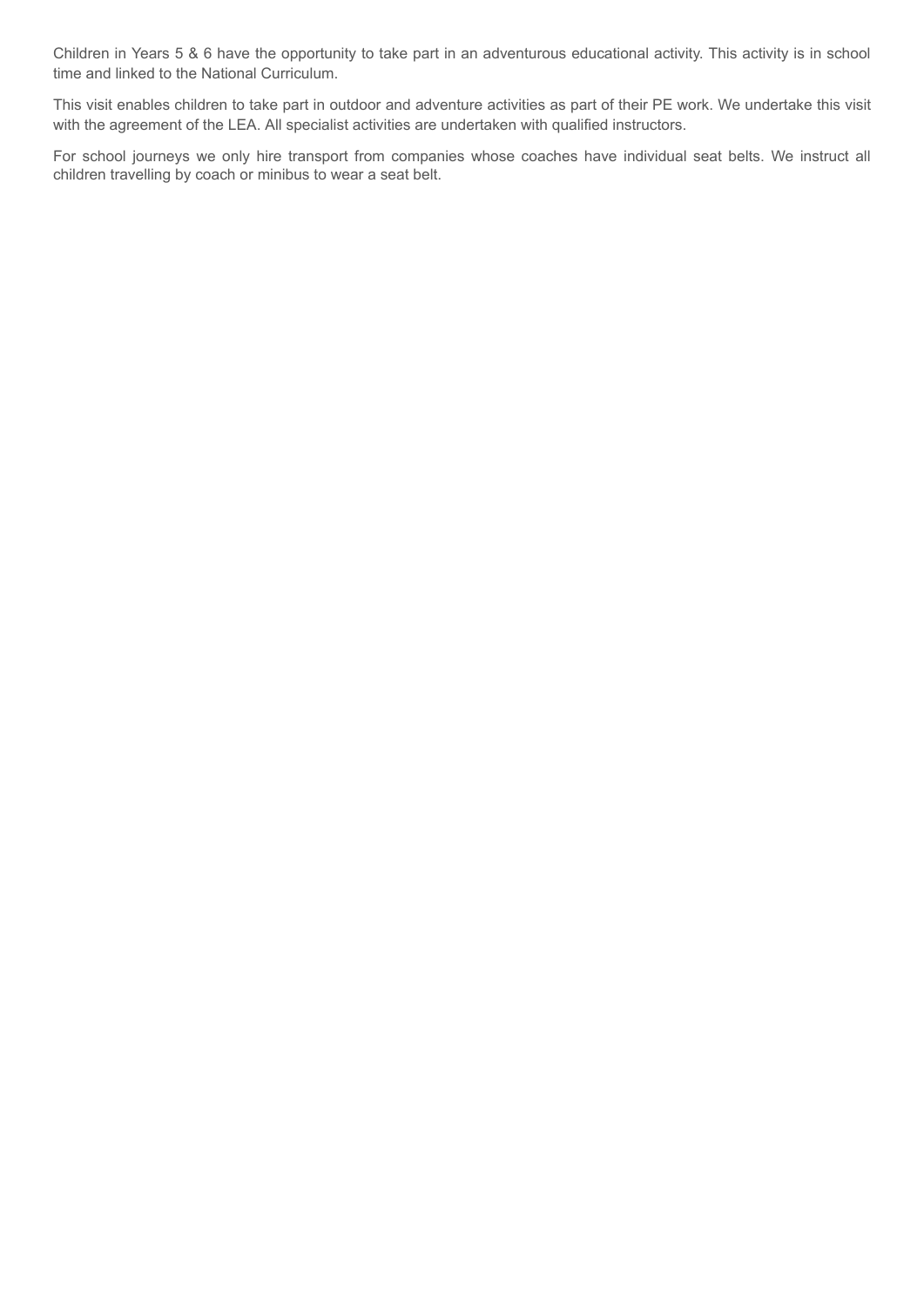Children in Years 5 & 6 have the opportunity to take part in an adventurous educational activity. This activity is in school time and linked to the National Curriculum.

This visit enables children to take part in outdoor and adventure activities as part of their PE work. We undertake this visit with the agreement of the LEA. All specialist activities are undertaken with qualified instructors.

For school journeys we only hire transport from companies whose coaches have individual seat belts. We instruct all children travelling by coach or minibus to wear a seat belt.